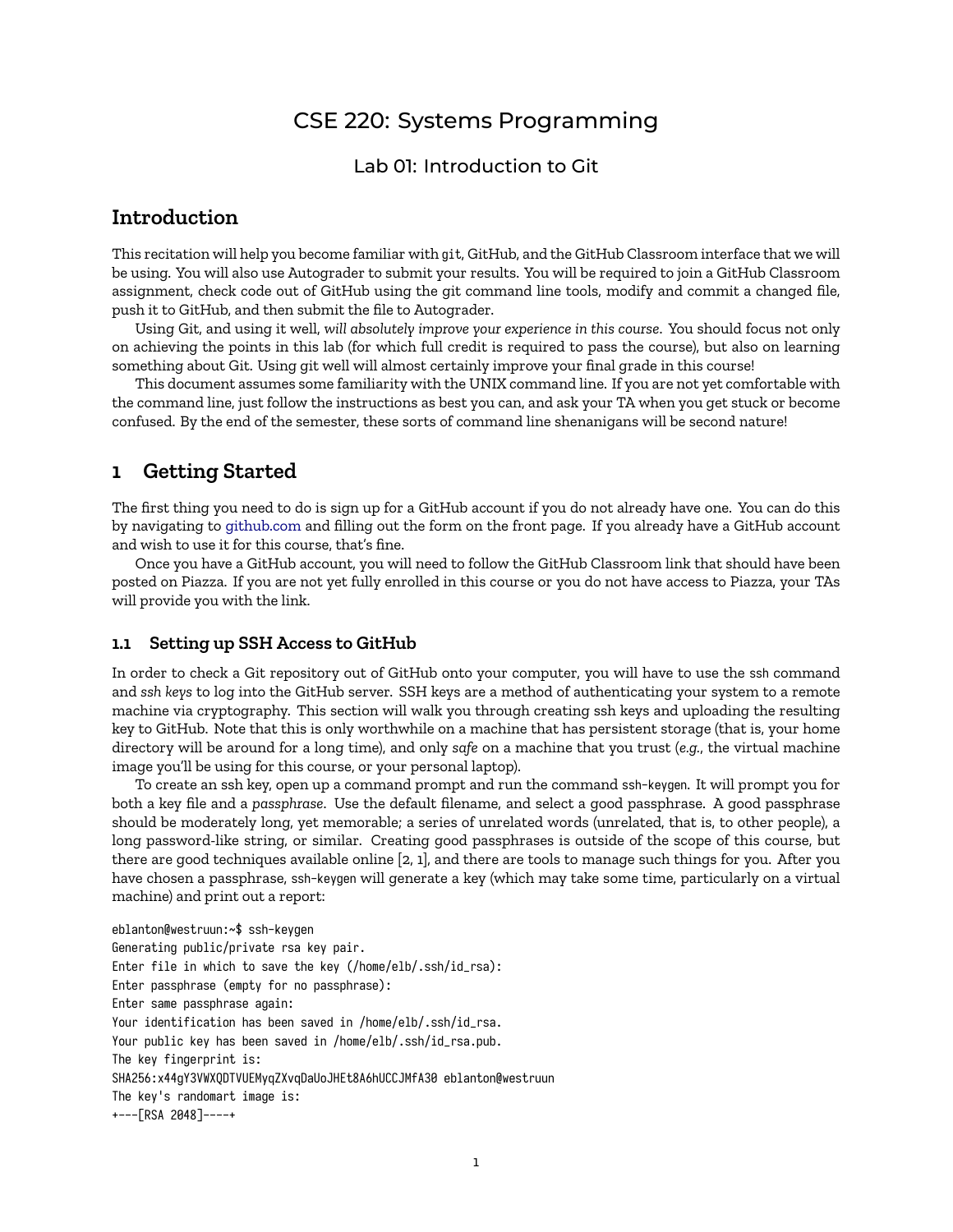# CSE 220: Systems Programming

## Lab 01: Introduction to Git

## Introduction

This recitation will help you become familiar with `git`, GitHub, and the GitHub Classroom interface that we will be using. You will also use Autograder to submit your results. You will be required to join a GitHub Classroom assignment, check code out of GitHub using the git command line tools, modify and commit a changed file, push it to GitHub, and then submit the file to Autograder.

Using Git, and using it well, *will absolutely improve your experience in this course*. You should focus not only on achieving the points in this lab (for which full credit is required to pass the course), but also on learning something about Git. Using git well will almost certainly improve your final grade in this course!

This document assumes some familiarity with the UNIX command line. If you are not yet comfortable with the command line, just follow the instructions as best you can, and ask your TA when you get stuck or become confused. By the end of the semester, these sorts of command line shenanigans will be second nature!

## 1 Getting Started

The first thing you need to do is sign up for a GitHub account if you do not already have one. You can do this by navigating to github.com and filling out the form on the front page. If you already have a GitHub account and wish to use it for this course, that's fine.

Once you have a GitHub account, you will need to follow the GitHub Classroom link that should have been posted on Piazza. If you are not yet fully enrolled in this course or you do not have access to Piazza, your TAs will provide you with the link.

### 1.1 Setting up SSH Access to GitHub

In order to check a Git repository out of GitHub onto your computer, you will have to use the `ssh` command and *ssh keys* to log into the GitHub server. SSH keys are a method of authenticating your system to a remote machine via cryptography. This section will walk you through creating ssh keys and uploading the resulting key to GitHub. Note that this is only worthwhile on a machine that has persistent storage (that is, your home directory will be around for a long time), and only *safe* on a machine that you trust (*e.g.*, the virtual machine image you'll be using for this course, or your personal laptop).

To create an ssh key, open up a command prompt and run the command `ssh-keygen`. It will prompt you for both a key file and a *passphrase*. Use the default filename, and select a good passphrase. A good passphrase should be moderately long, yet memorable; a series of unrelated words (unrelated, that is, to other people), a long password-like string, or similar. Creating good passphrases is outside of the scope of this course, but there are good techniques available online [2, 1], and there are tools to manage such things for you. After you have chosen a passphrase, `ssh-keygen` will generate a key (which may take some time, particularly on a virtual machine) and print out a report:

```
eblanton@westruun:~$ ssh-keygen
Generating public/private rsa key pair.
Enter file in which to save the key (/home/elb/.ssh/id_rsa):
Enter passphrase (empty for no passphrase):
Enter same passphrase again:
Your identification has been saved in /home/elb/.ssh/id_rsa.
Your public key has been saved in /home/elb/.ssh/id_rsa.pub.
The key fingerprint is:
SHA256:x44gY3VWXQDTVUEMyqZXvqDaUoJHEt8A6hUCCJMfA30 eblanton@westruun
The key's randomart image is:
+---[RSA 2048]----+
```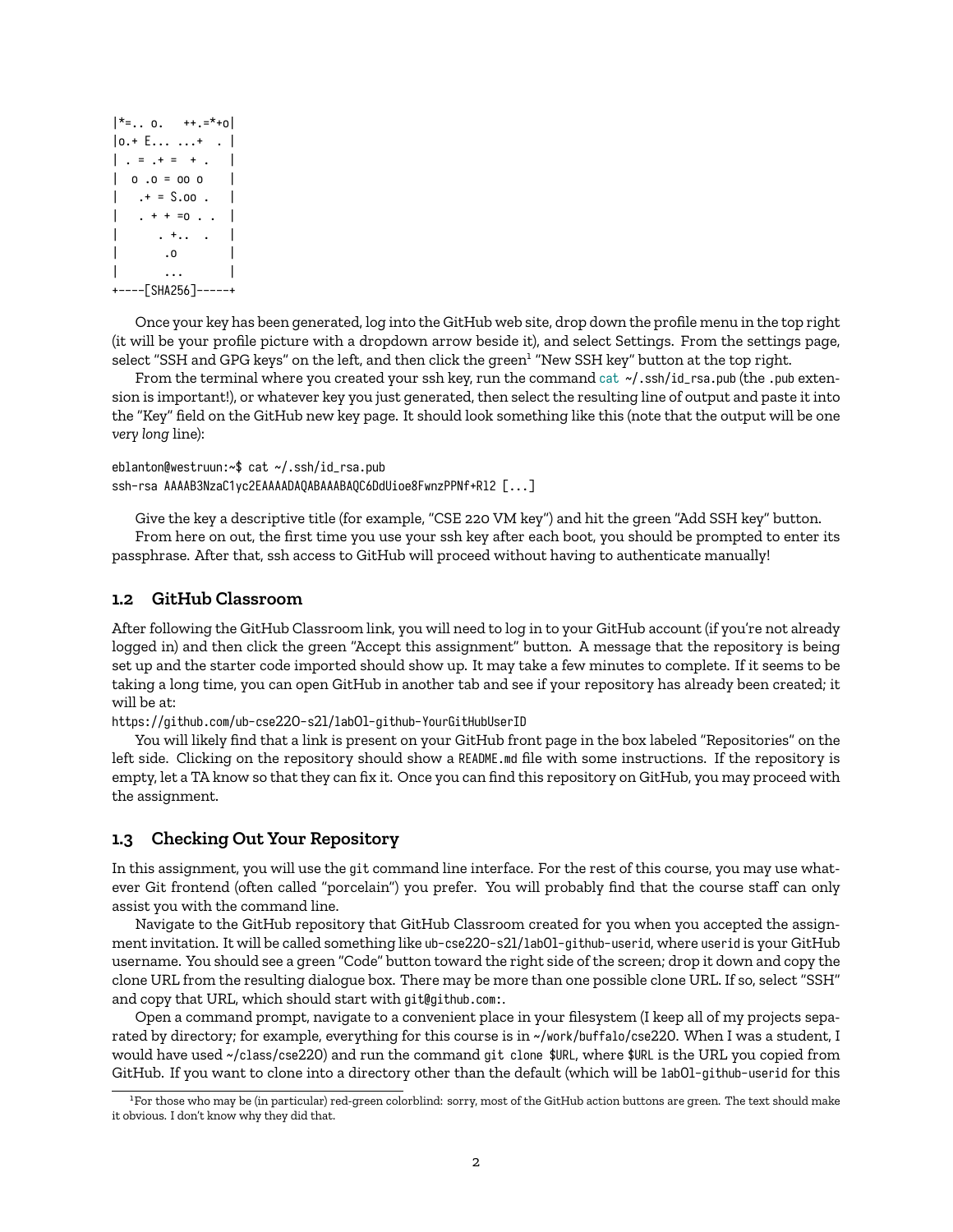```
|*=.. o.   ++.=*+o|
|o.+ E... ...+  . |
| . = .+ =  + .   |
|  o .o = oo o    |
|   .+ = S.oo .   |
|   . + + =o . .  |
|       . +..  .  |
|        .o       |
|        ...      |
+----[SHA256]-----+
```

Once your key has been generated, log into the GitHub web site, drop down the profile menu in the top right (it will be your profile picture with a dropdown arrow beside it), and select Settings. From the settings page, select "SSH and GPG keys" on the left, and then click the green[1] "New SSH key" button at the top right.

From the terminal where you created your ssh key, run the command `cat ~/.ssh/id_rsa.pub` (the `.pub` extension is important!), or whatever key you just generated, then select the resulting line of output and paste it into the "Key" field on the GitHub new key page. It should look something like this (note that the output will be one *very long* line):

```
eblanton@westruun:~$ cat ~/.ssh/id_rsa.pub
ssh-rsa AAAAB3NzaC1yc2EAAAADAQABAAABAQC6DdUioe8FwnzPPNf+Rl2 [...]
```

Give the key a descriptive title (for example, "CSE 220 VM key") and hit the green "Add SSH key" button.

From here on out, the first time you use your ssh key after each boot, you should be prompted to enter its passphrase. After that, ssh access to GitHub will proceed without having to authenticate manually!

## 1.2 GitHub Classroom

After following the GitHub Classroom link, you will need to log in to your GitHub account (if you're not already logged in) and then click the green "Accept this assignment" button. A message that the repository is being set up and the starter code imported should show up. It may take a few minutes to complete. If it seems to be taking a long time, you can open GitHub in another tab and see if your repository has already been created; it will be at:

`https://github.com/ub-cse220-s21/lab01-github-YourGitHubUserID`

You will likely find that a link is present on your GitHub front page in the box labeled "Repositories" on the left side. Clicking on the repository should show a `README.md` file with some instructions. If the repository is empty, let a TA know so that they can fix it. Once you can find this repository on GitHub, you may proceed with the assignment.

## 1.3 Checking Out Your Repository

In this assignment, you will use the `git` command line interface. For the rest of this course, you may use whatever Git frontend (often called "porcelain") you prefer. You will probably find that the course staff can only assist you with the command line.

Navigate to the GitHub repository that GitHub Classroom created for you when you accepted the assignment invitation. It will be called something like `ub-cse220-s21/lab01-github-userid`, where `userid` is your GitHub username. You should see a green "Code" button toward the right side of the screen; drop it down and copy the clone URL from the resulting dialogue box. There may be more than one possible clone URL. If so, select "SSH" and copy that URL, which should start with `git@github.com:`.

Open a command prompt, navigate to a convenient place in your filesystem (I keep all of my projects separated by directory; for example, everything for this course is in `~/work/buffalo/cse220`. When I was a student, I would have used `~/class/cse220`) and run the command `git clone $URL`, where `$URL` is the URL you copied from GitHub. If you want to clone into a directory other than the default (which will be `lab01-github-userid` for this

[1] For those who may be (in particular) red-green colorblind: sorry, most of the GitHub action buttons are green. The text should make it obvious. I don't know why they did that.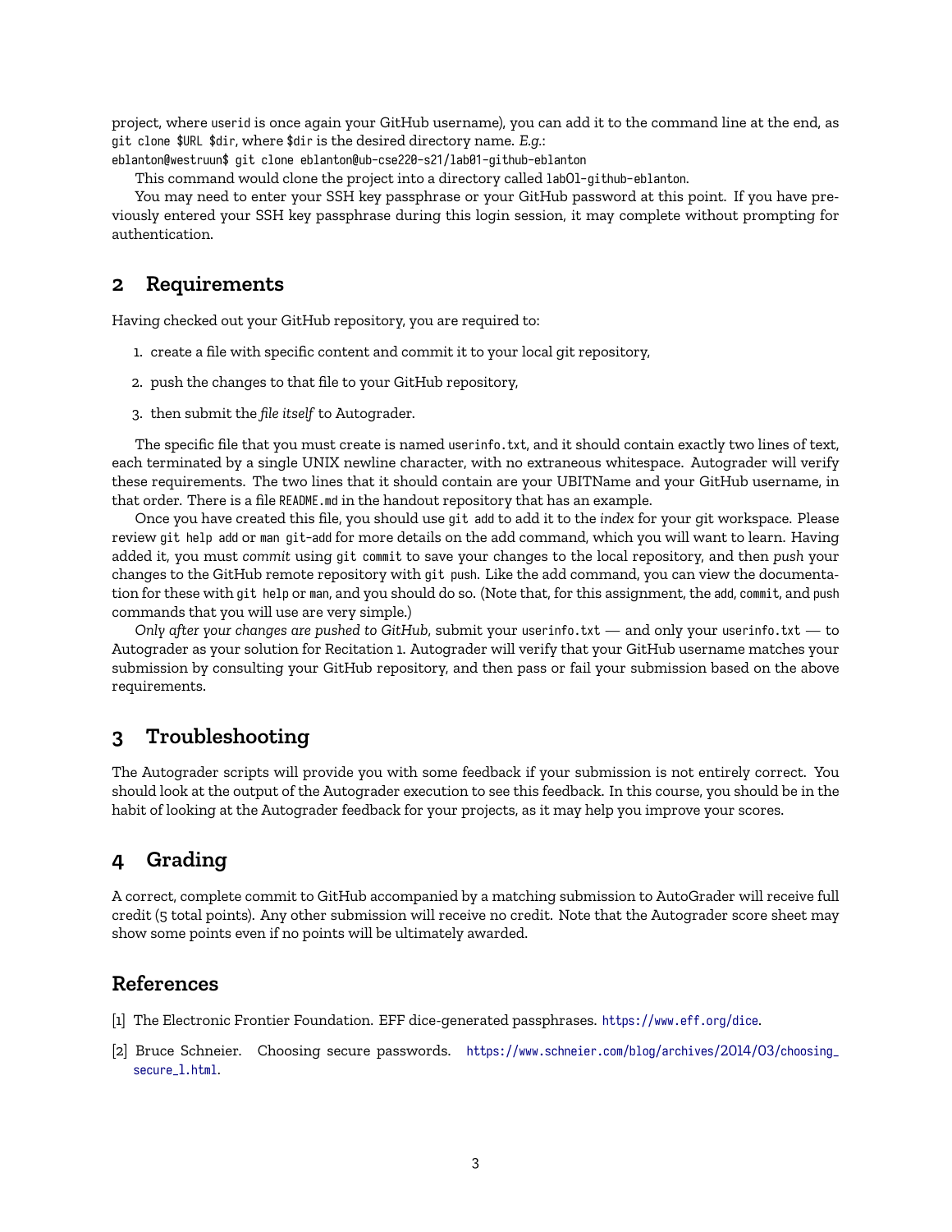project, where `userid` is once again your GitHub username), you can add it to the command line at the end, as `git clone $URL $dir`, where `$dir` is the desired directory name. *E.g.*:

```
eblanton@westruun$ git clone eblanton@ub-cse220-s21/lab01-github-eblanton
```

This command would clone the project into a directory called `lab01-github-eblanton`.

You may need to enter your SSH key passphrase or your GitHub password at this point. If you have previously entered your SSH key passphrase during this login session, it may complete without prompting for authentication.

## 2 Requirements

Having checked out your GitHub repository, you are required to:

1. create a file with specific content and commit it to your local git repository,
2. push the changes to that file to your GitHub repository,
3. then submit the *file itself* to Autograder.

The specific file that you must create is named `userinfo.txt`, and it should contain exactly two lines of text, each terminated by a single UNIX newline character, with no extraneous whitespace. Autograder will verify these requirements. The two lines that it should contain are your UBITName and your GitHub username, in that order. There is a file `README.md` in the handout repository that has an example.

Once you have created this file, you should use `git add` to add it to the *index* for your git workspace. Please review `git help add` or `man git-add` for more details on the add command, which you will want to learn. Having added it, you must *commit* using `git commit` to save your changes to the local repository, and then *push* your changes to the GitHub remote repository with `git push`. Like the add command, you can view the documentation for these with `git help` or `man`, and you should do so. (Note that, for this assignment, the `add`, `commit`, and `push` commands that you will use are very simple.)

*Only after your changes are pushed to GitHub*, submit your `userinfo.txt` — and only your `userinfo.txt` — to Autograder as your solution for Recitation 1. Autograder will verify that your GitHub username matches your submission by consulting your GitHub repository, and then pass or fail your submission based on the above requirements.

## 3 Troubleshooting

The Autograder scripts will provide you with some feedback if your submission is not entirely correct. You should look at the output of the Autograder execution to see this feedback. In this course, you should be in the habit of looking at the Autograder feedback for your projects, as it may help you improve your scores.

## 4 Grading

A correct, complete commit to GitHub accompanied by a matching submission to AutoGrader will receive full credit (5 total points). Any other submission will receive no credit. Note that the Autograder score sheet may show some points even if no points will be ultimately awarded.

## References

[1] The Electronic Frontier Foundation. EFF dice-generated passphrases. https://www.eff.org/dice.

[2] Bruce Schneier. Choosing secure passwords. https://www.schneier.com/blog/archives/2014/03/choosing_secure_1.html.